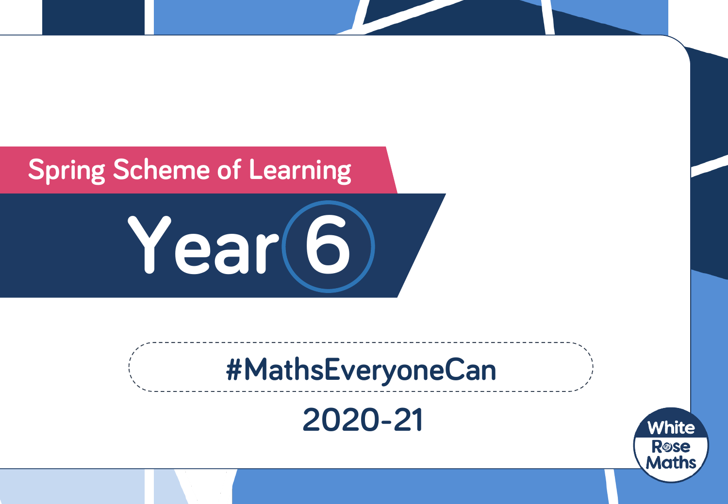Spring Scheme of Learning

# Year 6

#MathsEveryoneCan

2020-21

White Rose Maths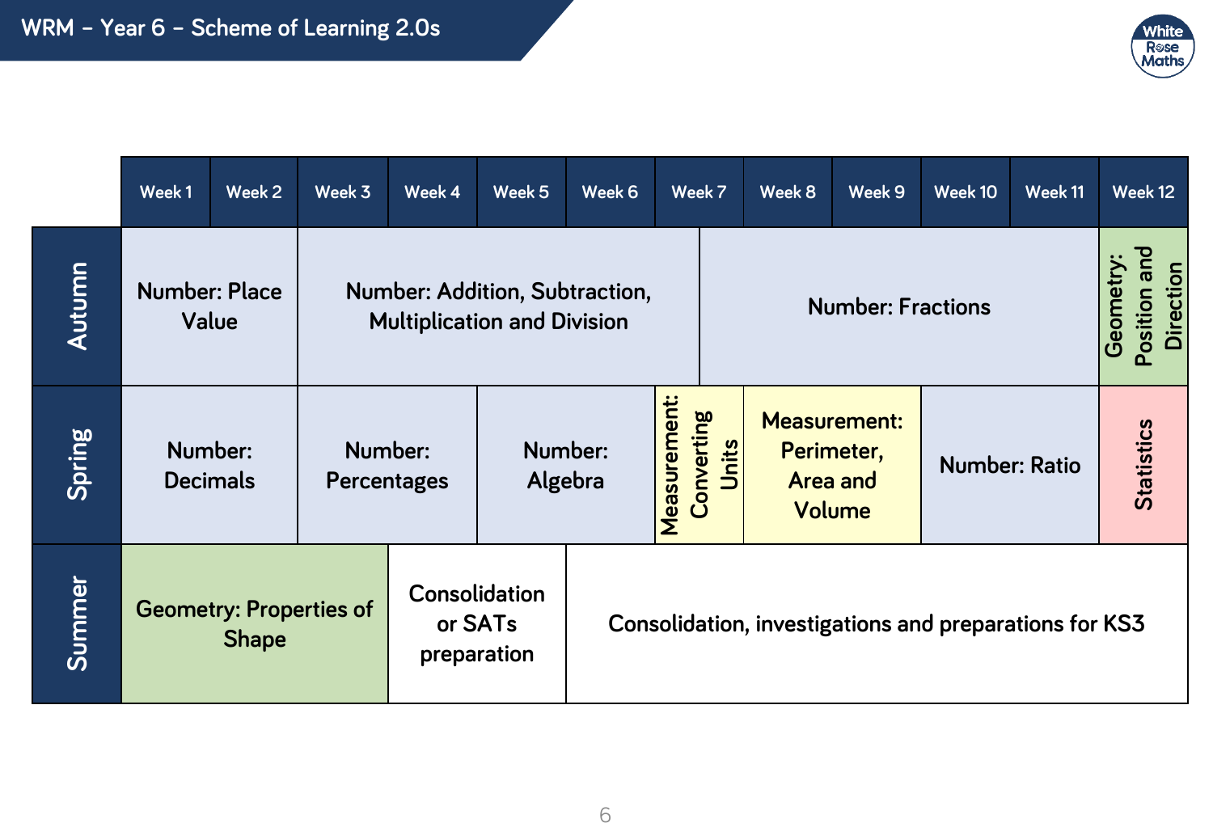# WRM – Year 6 – Scheme of Learning 2.0s

| | Week 1 | Week 2 | Week 3 | Week 4 | Week 5 | Week 6 | Week 7 | Week 8 | Week 9 | Week 10 | Week 11 | Week 12 |
|---|---|---|---|---|---|---|---|---|---|---|---|---|
| **Autumn** | Number: Place Value | | Number: Addition, Subtraction, Multiplication and Division | | | | | Number: Fractions | | | | Geometry: Position and Direction |
| **Spring** | Number: Decimals | | Number: Percentages | | Number: Algebra | | Measurement: Converting Units | Measurement: Perimeter, Area and Volume | | Number: Ratio | | Statistics |
| **Summer** | Geometry: Properties of Shape | | | Consolidation or SATs preparation | | Consolidation, investigations and preparations for KS3 | | | | | | |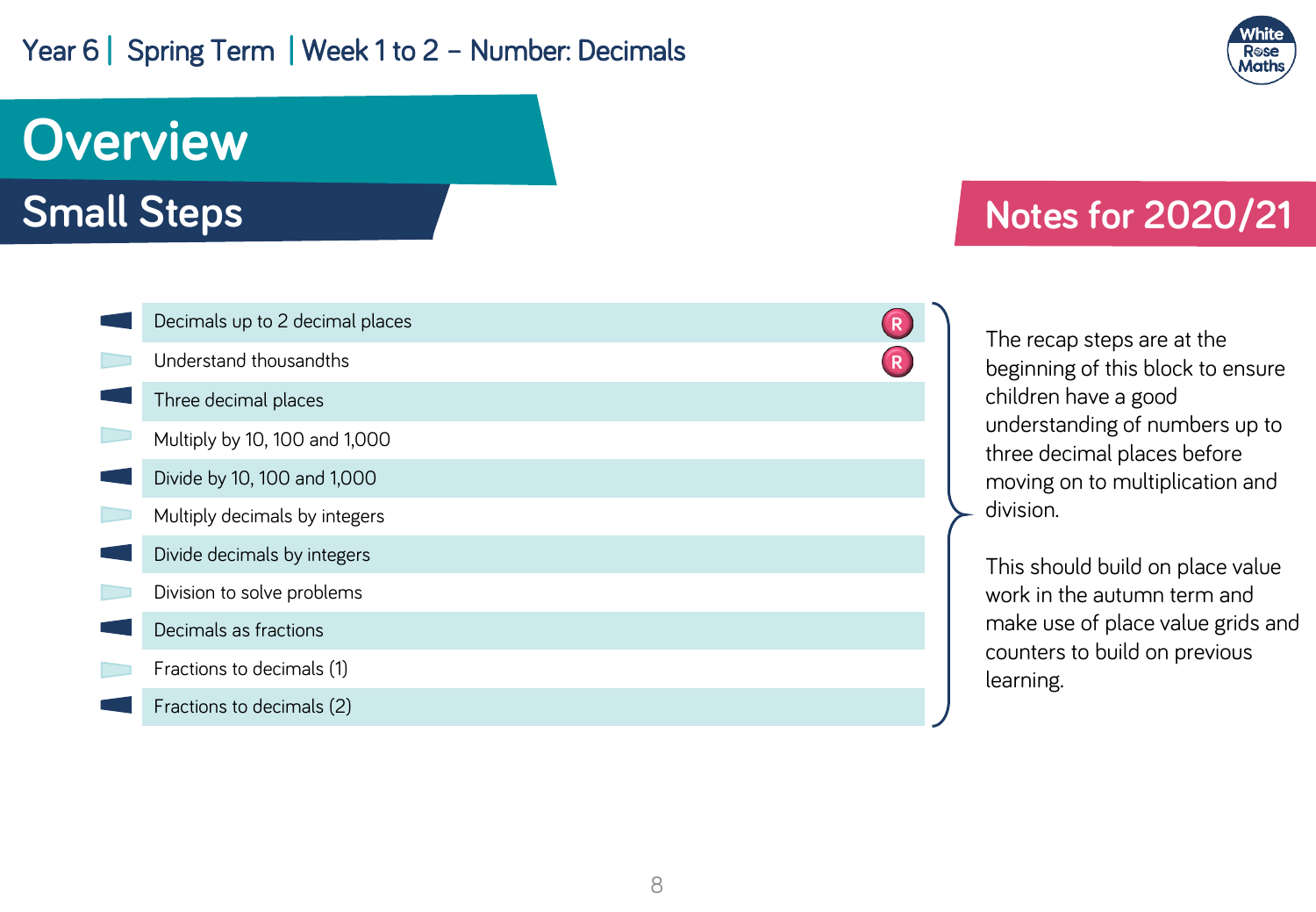Year 6 | Spring Term | Week 1 to 2 – Number: Decimals

# Overview

## Small Steps

- Decimals up to 2 decimal places (R)
- Understand thousandths (R)
- Three decimal places
- Multiply by 10, 100 and 1,000
- Divide by 10, 100 and 1,000
- Multiply decimals by integers
- Divide decimals by integers
- Division to solve problems
- Decimals as fractions
- Fractions to decimals (1)
- Fractions to decimals (2)

## Notes for 2020/21

The recap steps are at the beginning of this block to ensure children have a good understanding of numbers up to three decimal places before moving on to multiplication and division.

This should build on place value work in the autumn term and make use of place value grids and counters to build on previous learning.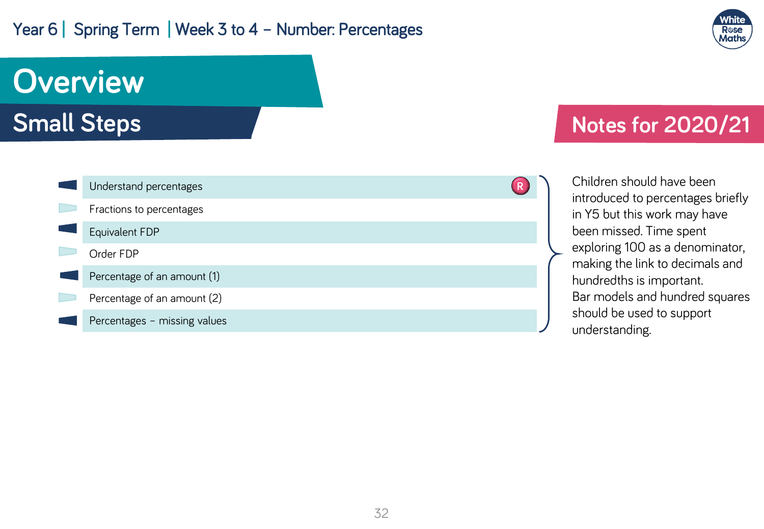# Overview

## Small Steps

- Understand percentages (R)
- Fractions to percentages
- Equivalent FDP
- Order FDP
- Percentage of an amount (1)
- Percentage of an amount (2)
- Percentages – missing values

## Notes for 2020/21

Children should have been introduced to percentages briefly in Y5 but this work may have been missed. Time spent exploring 100 as a denominator, making the link to decimals and hundredths is important.

Bar models and hundred squares should be used to support understanding.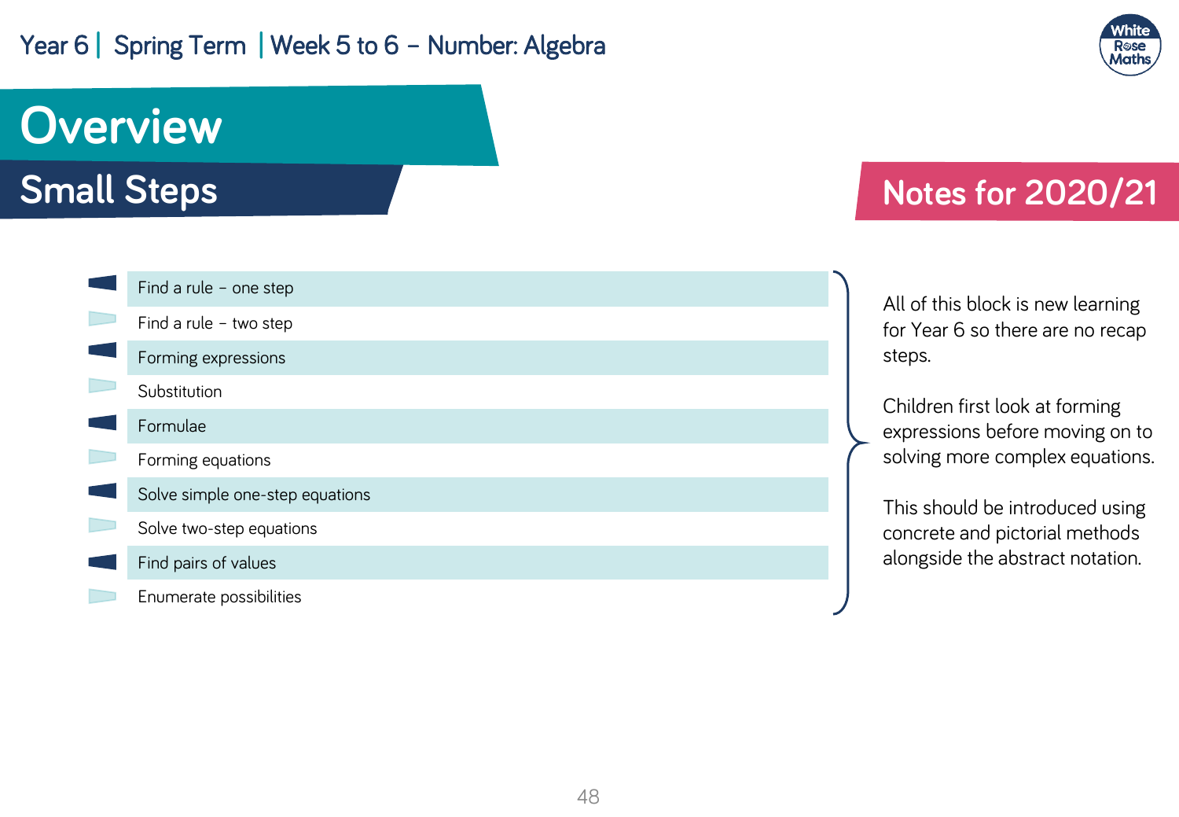# Overview

## Small Steps

- Find a rule – one step
- Find a rule – two step
- Forming expressions
- Substitution
- Formulae
- Forming equations
- Solve simple one-step equations
- Solve two-step equations
- Find pairs of values
- Enumerate possibilities

## Notes for 2020/21

All of this block is new learning for Year 6 so there are no recap steps.

Children first look at forming expressions before moving on to solving more complex equations.

This should be introduced using concrete and pictorial methods alongside the abstract notation.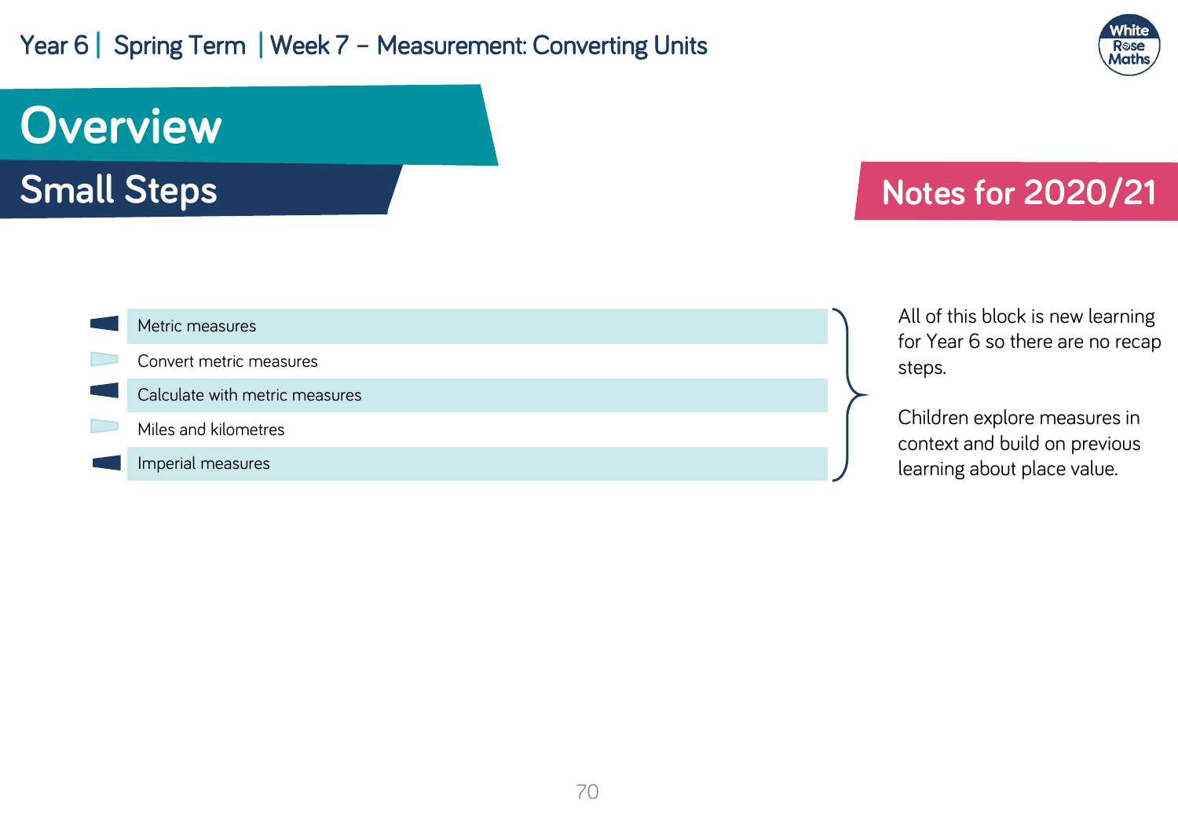Year 6 | Spring Term | Week 7 – Measurement: Converting Units

# Overview

## Small Steps

- Metric measures
- Convert metric measures
- Calculate with metric measures
- Miles and kilometres
- Imperial measures

## Notes for 2020/21

All of this block is new learning for Year 6 so there are no recap steps.

Children explore measures in context and build on previous learning about place value.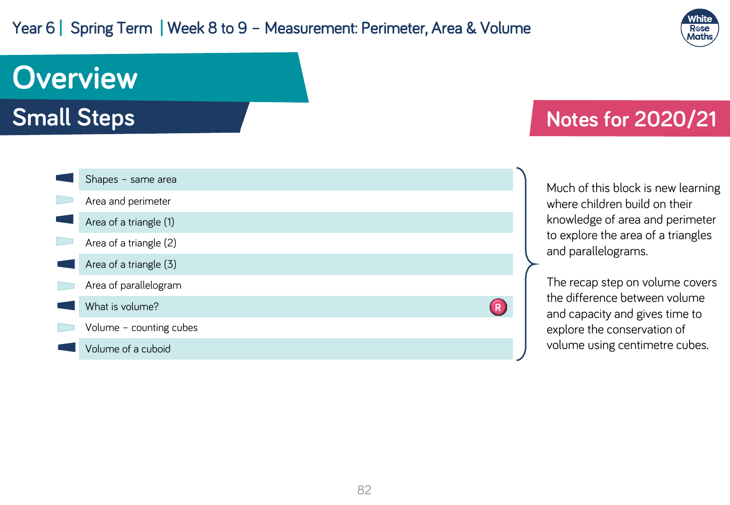Year 6 | Spring Term | Week 8 to 9 – Measurement: Perimeter, Area & Volume

# Overview

## Small Steps

- Shapes – same area
- Area and perimeter
- Area of a triangle (1)
- Area of a triangle (2)
- Area of a triangle (3)
- Area of parallelogram
- What is volume? (R)
- Volume – counting cubes
- Volume of a cuboid

## Notes for 2020/21

Much of this block is new learning where children build on their knowledge of area and perimeter to explore the area of a triangles and parallelograms.

The recap step on volume covers the difference between volume and capacity and gives time to explore the conservation of volume using centimetre cubes.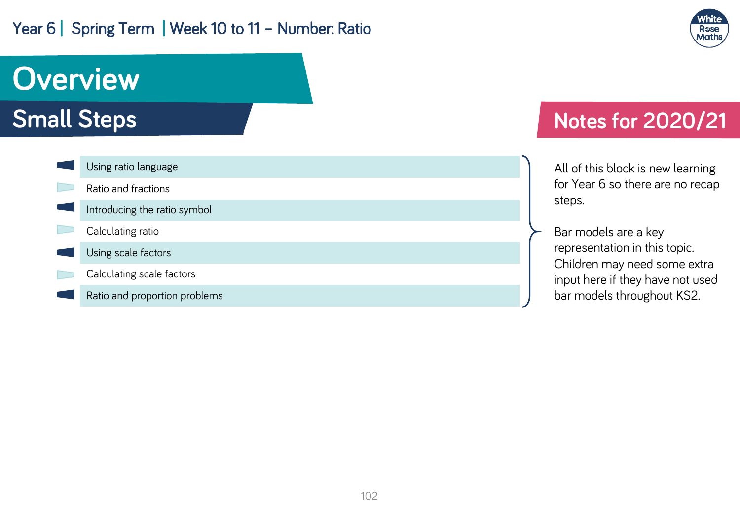Year 6 | Spring Term | Week 10 to 11 – Number: Ratio

# Overview

## Small Steps

- Using ratio language
- Ratio and fractions
- Introducing the ratio symbol
- Calculating ratio
- Using scale factors
- Calculating scale factors
- Ratio and proportion problems

## Notes for 2020/21

All of this block is new learning for Year 6 so there are no recap steps.

Bar models are a key representation in this topic. Children may need some extra input here if they have not used bar models throughout KS2.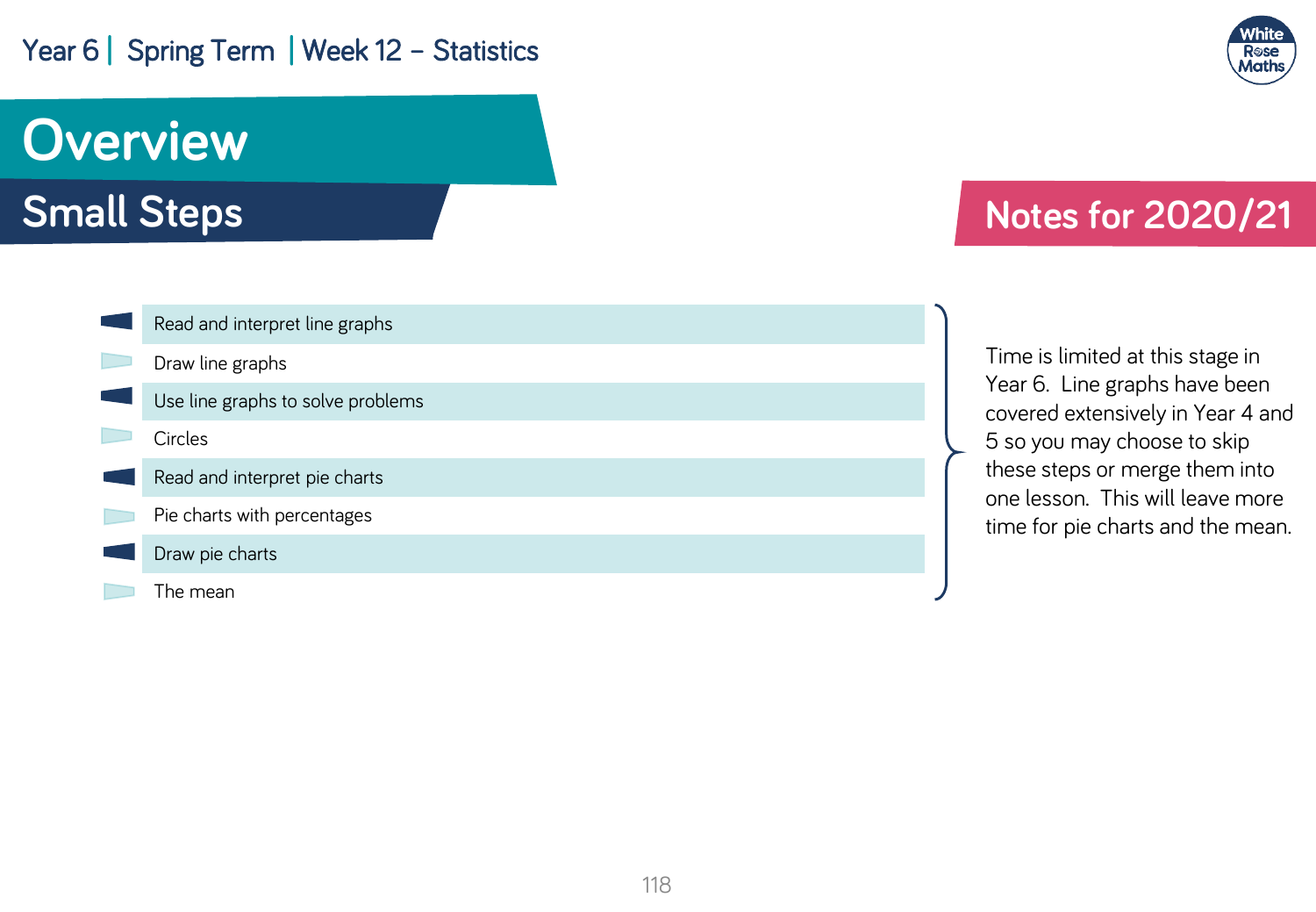Year 6 | Spring Term | Week 12 – Statistics

# Overview

## Small Steps

- Read and interpret line graphs
- Draw line graphs
- Use line graphs to solve problems
- Circles
- Read and interpret pie charts
- Pie charts with percentages
- Draw pie charts
- The mean

## Notes for 2020/21

Time is limited at this stage in Year 6. Line graphs have been covered extensively in Year 4 and 5 so you may choose to skip these steps or merge them into one lesson. This will leave more time for pie charts and the mean.